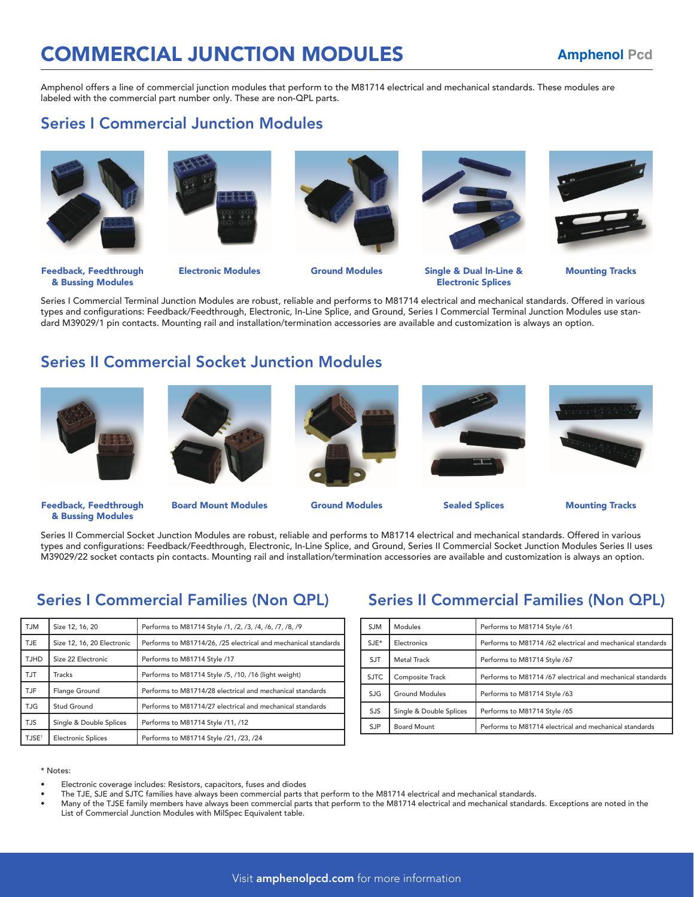# COMMERCIAL JUNCTION MODULES

Amphenol Pcd

Amphenol offers a line of commercial junction modules that perform to the M81714 electrical and mechanical standards. These modules are labeled with the commercial part number only. These are non-QPL parts.

## Series I Commercial Junction Modules

Feedback, Feedthrough & Bussing Modules

Electronic Modules

Ground Modules

Single & Dual In-Line & Electronic Splices

Mounting Tracks

Series I Commercial Terminal Junction Modules are robust, reliable and performs to M81714 electrical and mechanical standards. Offered in various types and configurations: Feedback/Feedthrough, Electronic, In-Line Splice, and Ground, Series I Commercial Terminal Junction Modules use standard M39029/1 pin contacts. Mounting rail and installation/termination accessories are available and customization is always an option.

## Series II Commercial Socket Junction Modules

Feedback, Feedthrough & Bussing Modules

Board Mount Modules

Ground Modules

Sealed Splices

Mounting Tracks

Series II Commercial Socket Junction Modules are robust, reliable and performs to M81714 electrical and mechanical standards. Offered in various types and configurations: Feedback/Feedthrough, Electronic, In-Line Splice, and Ground, Series II Commercial Socket Junction Modules Series II uses M39029/22 socket contacts pin contacts. Mounting rail and installation/termination accessories are available and customization is always an option.

## Series I Commercial Families (Non QPL)

| | | |
|---|---|---|
| TJM | Size 12, 16, 20 | Performs to M81714 Style /1, /2, /3, /4, /6, /7, /8, /9 |
| TJE | Size 12, 16, 20 Electronic | Performs to M81714/26, /25 electrical and mechanical standards |
| TJHD | Size 22 Electronic | Performs to M81714 Style /17 |
| TJT | Tracks | Performs to M81714 Style /5, /10, /16 (light weight) |
| TJF | Flange Ground | Performs to M81714/28 electrical and mechanical standards |
| TJG | Stud Ground | Performs to M81714/27 electrical and mechanical standards |
| TJS | Single & Double Splices | Performs to M81714 Style /11, /12 |
| TJSE[1] | Electronic Splices | Performs to M81714 Style /21, /23, /24 |

## Series II Commercial Families (Non QPL)

| | | |
|---|---|---|
| SJM | Modules | Performs to M81714 Style /61 |
| SJE* | Electronics | Performs to M81714 /62 electrical and mechanical standards |
| SJT | Metal Track | Performs to M81714 Style /67 |
| SJTC | Composite Track | Performs to M81714 /67 electrical and mechanical standards |
| SJG | Ground Modules | Performs to M81714 Style /63 |
| SJS | Single & Double Splices | Performs to M81714 Style /65 |
| SJP | Board Mount | Performs to M81714 electrical and mechanical standards |

\* Notes:

- Electronic coverage includes: Resistors, capacitors, fuses and diodes
- The TJE, SJE and SJTC families have always been commercial parts that perform to the M81714 electrical and mechanical standards.
- Many of the TJSE family members have always been commercial parts that perform to the M81714 electrical and mechanical standards. Exceptions are noted in the List of Commercial Junction Modules with MilSpec Equivalent table.

Visit **amphenolpcd.com** for more information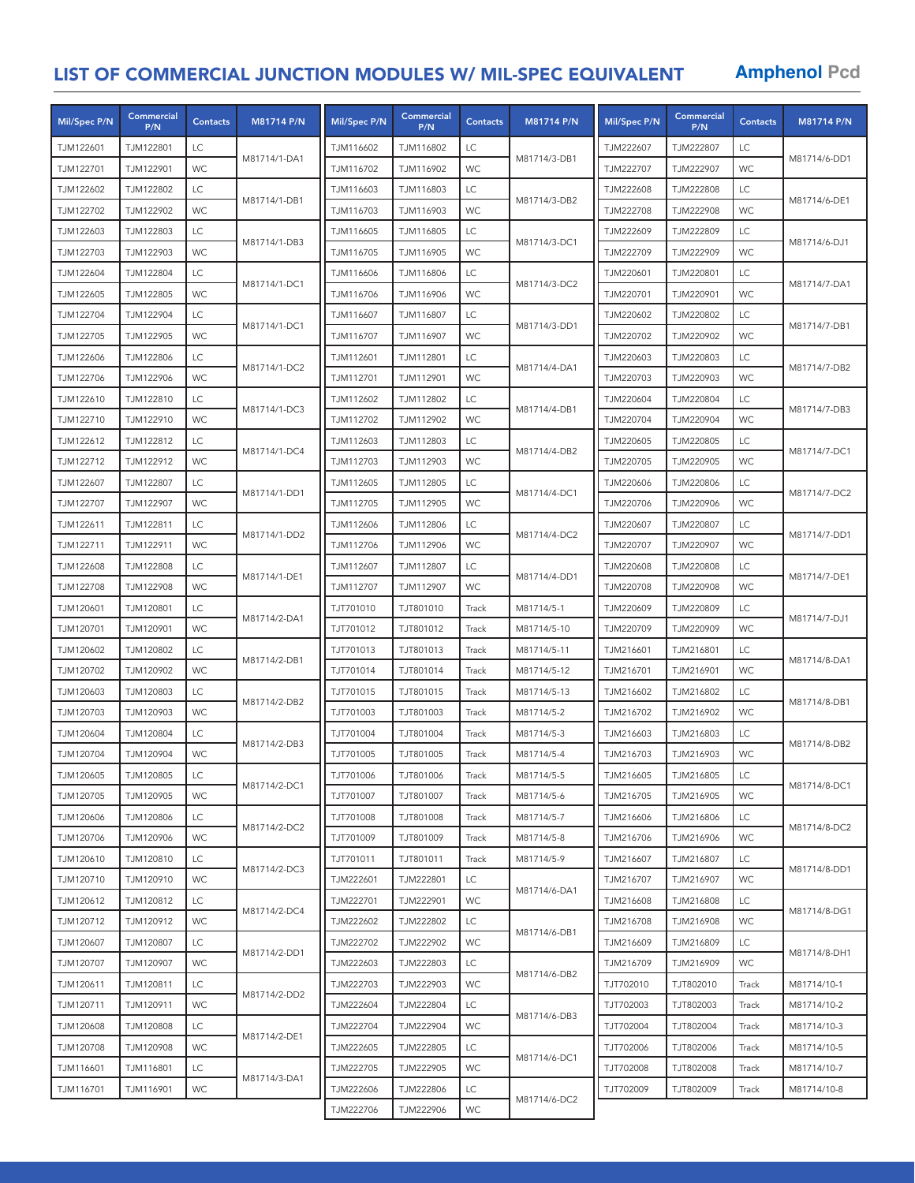## LIST OF COMMERCIAL JUNCTION MODULES W/ MIL-SPEC EQUIVALENT

**Amphenol Pcd**

| Mil/Spec P/N | Commercial P/N | Contacts | M81714 P/N |
|---|---|---|---|
| TJM122601 | TJM122801 | LC | M81714/1-DA1 |
| TJM122701 | TJM122901 | WC | |
| TJM122602 | TJM122802 | LC | M81714/1-DB1 |
| TJM122702 | TJM122902 | WC | |
| TJM122603 | TJM122803 | LC | M81714/1-DB3 |
| TJM122703 | TJM122903 | WC | |
| TJM122604 | TJM122804 | LC | M81714/1-DC1 |
| TJM122605 | TJM122805 | WC | |
| TJM122704 | TJM122904 | LC | M81714/1-DC1 |
| TJM122705 | TJM122905 | WC | |
| TJM122606 | TJM122806 | LC | M81714/1-DC2 |
| TJM122706 | TJM122906 | WC | |
| TJM122610 | TJM122810 | LC | M81714/1-DC3 |
| TJM122710 | TJM122910 | WC | |
| TJM122612 | TJM122812 | LC | M81714/1-DC4 |
| TJM122712 | TJM122912 | WC | |
| TJM122607 | TJM122807 | LC | M81714/1-DD1 |
| TJM122707 | TJM122907 | WC | |
| TJM122611 | TJM122811 | LC | M81714/1-DD2 |
| TJM122711 | TJM122911 | WC | |
| TJM122608 | TJM122808 | LC | M81714/1-DE1 |
| TJM122708 | TJM122908 | WC | |
| TJM120601 | TJM120801 | LC | M81714/2-DA1 |
| TJM120701 | TJM120901 | WC | |
| TJM120602 | TJM120802 | LC | M81714/2-DB1 |
| TJM120702 | TJM120902 | WC | |
| TJM120603 | TJM120803 | LC | M81714/2-DB2 |
| TJM120703 | TJM120903 | WC | |
| TJM120604 | TJM120804 | LC | M81714/2-DB3 |
| TJM120704 | TJM120904 | WC | |
| TJM120605 | TJM120805 | LC | M81714/2-DC1 |
| TJM120705 | TJM120905 | WC | |
| TJM120606 | TJM120806 | LC | M81714/2-DC2 |
| TJM120706 | TJM120906 | WC | |
| TJM120610 | TJM120810 | LC | M81714/2-DC3 |
| TJM120710 | TJM120910 | WC | |
| TJM120612 | TJM120812 | LC | M81714/2-DC4 |
| TJM120712 | TJM120912 | WC | |
| TJM120607 | TJM120807 | LC | M81714/2-DD1 |
| TJM120707 | TJM120907 | WC | |
| TJM120611 | TJM120811 | LC | M81714/2-DD2 |
| TJM120711 | TJM120911 | WC | |
| TJM120608 | TJM120808 | LC | M81714/2-DE1 |
| TJM120708 | TJM120908 | WC | |
| TJM116601 | TJM116801 | LC | M81714/3-DA1 |
| TJM116701 | TJM116901 | WC | |
| TJM116602 | TJM116802 | LC | M81714/3-DB1 |
| TJM116702 | TJM116902 | WC | |
| TJM116603 | TJM116803 | LC | M81714/3-DB2 |
| TJM116703 | TJM116903 | WC | |
| TJM116605 | TJM116805 | LC | M81714/3-DC1 |
| TJM116705 | TJM116905 | WC | |
| TJM116606 | TJM116806 | LC | M81714/3-DC2 |
| TJM116706 | TJM116906 | WC | |
| TJM116607 | TJM116807 | LC | M81714/3-DD1 |
| TJM116707 | TJM116907 | WC | |
| TJM112601 | TJM112801 | LC | M81714/4-DA1 |
| TJM112701 | TJM112901 | WC | |
| TJM112602 | TJM112802 | LC | M81714/4-DB1 |
| TJM112702 | TJM112902 | WC | |
| TJM112603 | TJM112803 | LC | M81714/4-DB2 |
| TJM112703 | TJM112903 | WC | |
| TJM112605 | TJM112805 | LC | M81714/4-DC1 |
| TJM112705 | TJM112905 | WC | |
| TJM112606 | TJM112806 | LC | M81714/4-DC2 |
| TJM112706 | TJM112906 | WC | |
| TJM112607 | TJM112807 | LC | M81714/4-DD1 |
| TJM112707 | TJM112907 | WC | |
| TJT701010 | TJT801010 | Track | M81714/5-1 |
| TJT701012 | TJT801012 | Track | M81714/5-10 |
| TJT701013 | TJT801013 | Track | M81714/5-11 |
| TJT701014 | TJT801014 | Track | M81714/5-12 |
| TJT701015 | TJT801015 | Track | M81714/5-13 |
| TJT701003 | TJT801003 | Track | M81714/5-2 |
| TJT701004 | TJT801004 | Track | M81714/5-3 |
| TJT701005 | TJT801005 | Track | M81714/5-4 |
| TJT701006 | TJT801006 | Track | M81714/5-5 |
| TJT701007 | TJT801007 | Track | M81714/5-6 |
| TJT701008 | TJT801008 | Track | M81714/5-7 |
| TJT701009 | TJT801009 | Track | M81714/5-8 |
| TJT701011 | TJT801011 | Track | M81714/5-9 |
| TJM222601 | TJM222801 | LC | M81714/6-DA1 |
| TJM222701 | TJM222901 | WC | |
| TJM222602 | TJM222802 | LC | M81714/6-DB1 |
| TJM222702 | TJM222902 | WC | |
| TJM222603 | TJM222803 | LC | M81714/6-DB2 |
| TJM222703 | TJM222903 | WC | |
| TJM222604 | TJM222804 | LC | M81714/6-DB3 |
| TJM222704 | TJM222904 | WC | |
| TJM222605 | TJM222805 | LC | M81714/6-DC1 |
| TJM222705 | TJM222905 | WC | |
| TJM222606 | TJM222806 | LC | M81714/6-DC2 |
| TJM222706 | TJM222906 | WC | |
| TJM222607 | TJM222807 | LC | M81714/6-DD1 |
| TJM222707 | TJM222907 | WC | |
| TJM222608 | TJM222808 | LC | M81714/6-DE1 |
| TJM222708 | TJM222908 | WC | |
| TJM222609 | TJM222809 | LC | M81714/6-DJ1 |
| TJM222709 | TJM222909 | WC | |
| TJM220601 | TJM220801 | LC | M81714/7-DA1 |
| TJM220701 | TJM220901 | WC | |
| TJM220602 | TJM220802 | LC | M81714/7-DB1 |
| TJM220702 | TJM220902 | WC | |
| TJM220603 | TJM220803 | LC | M81714/7-DB2 |
| TJM220703 | TJM220903 | WC | |
| TJM220604 | TJM220804 | LC | M81714/7-DB3 |
| TJM220704 | TJM220904 | WC | |
| TJM220605 | TJM220805 | LC | M81714/7-DC1 |
| TJM220705 | TJM220905 | WC | |
| TJM220606 | TJM220806 | LC | M81714/7-DC2 |
| TJM220706 | TJM220906 | WC | |
| TJM220607 | TJM220807 | LC | M81714/7-DD1 |
| TJM220707 | TJM220907 | WC | |
| TJM220608 | TJM220808 | LC | M81714/7-DE1 |
| TJM220708 | TJM220908 | WC | |
| TJM220609 | TJM220809 | LC | M81714/7-DJ1 |
| TJM220709 | TJM220909 | WC | |
| TJM216601 | TJM216801 | LC | M81714/8-DA1 |
| TJM216701 | TJM216901 | WC | |
| TJM216602 | TJM216802 | LC | M81714/8-DB1 |
| TJM216702 | TJM216902 | WC | |
| TJM216603 | TJM216803 | LC | M81714/8-DB2 |
| TJM216703 | TJM216903 | WC | |
| TJM216605 | TJM216805 | LC | M81714/8-DC1 |
| TJM216705 | TJM216905 | WC | |
| TJM216606 | TJM216806 | LC | M81714/8-DC2 |
| TJM216706 | TJM216906 | WC | |
| TJM216607 | TJM216807 | LC | M81714/8-DD1 |
| TJM216707 | TJM216907 | WC | |
| TJM216608 | TJM216808 | LC | M81714/8-DG1 |
| TJM216708 | TJM216908 | WC | |
| TJM216609 | TJM216809 | LC | M81714/8-DH1 |
| TJM216709 | TJM216909 | WC | |
| TJT702010 | TJT802010 | Track | M81714/10-1 |
| TJT702003 | TJT802003 | Track | M81714/10-2 |
| TJT702004 | TJT802004 | Track | M81714/10-3 |
| TJT702006 | TJT802006 | Track | M81714/10-5 |
| TJT702008 | TJT802008 | Track | M81714/10-7 |
| TJT702009 | TJT802009 | Track | M81714/10-8 |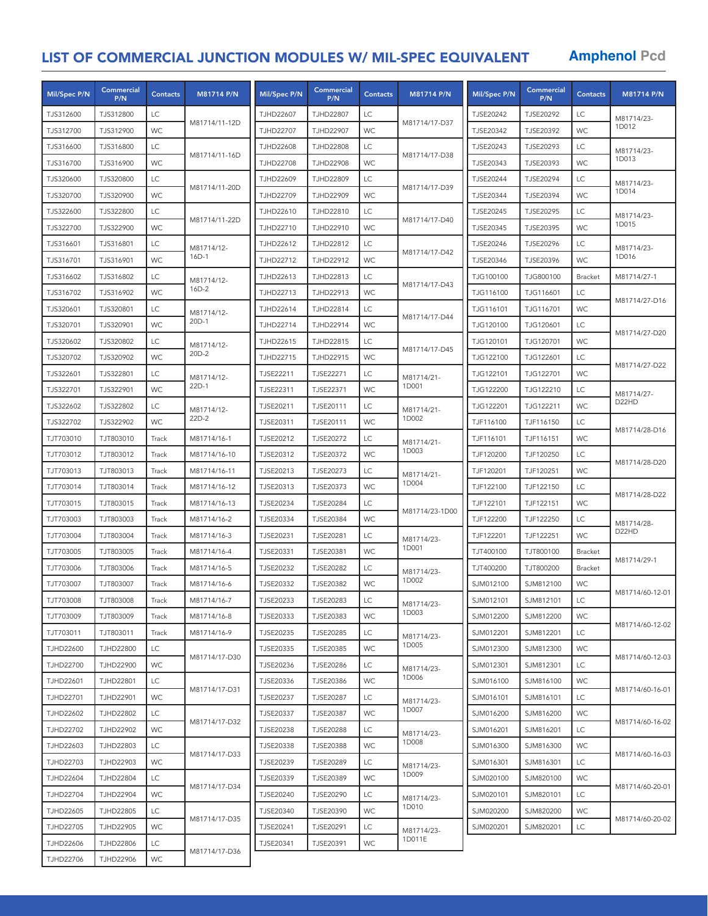## LIST OF COMMERCIAL JUNCTION MODULES W/ MIL-SPEC EQUIVALENT

Amphenol Pcd

| Mil/Spec P/N | Commercial P/N | Contacts | M81714 P/N |
|---|---|---|---|
| TJS312600 | TJS312800 | LC | M81714/11-12D |
| TJS312700 | TJS312900 | WC | |
| TJS316600 | TJS316800 | LC | M81714/11-16D |
| TJS316700 | TJS316900 | WC | |
| TJS320600 | TJS320800 | LC | M81714/11-20D |
| TJS320700 | TJS320900 | WC | |
| TJS322600 | TJS322800 | LC | M81714/11-22D |
| TJS322700 | TJS322900 | WC | |
| TJS316601 | TJS316801 | LC | M81714/12-16D-1 |
| TJS316701 | TJS316901 | WC | |
| TJS316602 | TJS316802 | LC | M81714/12-16D-2 |
| TJS316702 | TJS316902 | WC | |
| TJS320601 | TJS320801 | LC | M81714/12-20D-1 |
| TJS320701 | TJS320901 | WC | |
| TJS320602 | TJS320802 | LC | M81714/12-20D-2 |
| TJS320702 | TJS320902 | WC | |
| TJS322601 | TJS322801 | LC | M81714/12-22D-1 |
| TJS322701 | TJS322901 | WC | |
| TJS322602 | TJS322802 | LC | M81714/12-22D-2 |
| TJS322702 | TJS322902 | WC | |
| TJT703010 | TJT803010 | Track | M81714/16-1 |
| TJT703012 | TJT803012 | Track | M81714/16-10 |
| TJT703013 | TJT803013 | Track | M81714/16-11 |
| TJT703014 | TJT803014 | Track | M81714/16-12 |
| TJT703015 | TJT803015 | Track | M81714/16-13 |
| TJT703003 | TJT803003 | Track | M81714/16-2 |
| TJT703004 | TJT803004 | Track | M81714/16-3 |
| TJT703005 | TJT803005 | Track | M81714/16-4 |
| TJT703006 | TJT803006 | Track | M81714/16-5 |
| TJT703007 | TJT803007 | Track | M81714/16-6 |
| TJT703008 | TJT803008 | Track | M81714/16-7 |
| TJT703009 | TJT803009 | Track | M81714/16-8 |
| TJT703011 | TJT803011 | Track | M81714/16-9 |
| TJHD22600 | TJHD22800 | LC | M81714/17-D30 |
| TJHD22700 | TJHD22900 | WC | |
| TJHD22601 | TJHD22801 | LC | M81714/17-D31 |
| TJHD22701 | TJHD22901 | WC | |
| TJHD22602 | TJHD22802 | LC | M81714/17-D32 |
| TJHD22702 | TJHD22902 | WC | |
| TJHD22603 | TJHD22803 | LC | M81714/17-D33 |
| TJHD22703 | TJHD22903 | WC | |
| TJHD22604 | TJHD22804 | LC | M81714/17-D34 |
| TJHD22704 | TJHD22904 | WC | |
| TJHD22605 | TJHD22805 | LC | M81714/17-D35 |
| TJHD22705 | TJHD22905 | WC | |
| TJHD22606 | TJHD22806 | LC | M81714/17-D36 |
| TJHD22706 | TJHD22906 | WC | |

| Mil/Spec P/N | Commercial P/N | Contacts | M81714 P/N |
|---|---|---|---|
| TJHD22607 | TJHD22807 | LC | M81714/17-D37 |
| TJHD22707 | TJHD22907 | WC | |
| TJHD22608 | TJHD22808 | LC | M81714/17-D38 |
| TJHD22708 | TJHD22908 | WC | |
| TJHD22609 | TJHD22809 | LC | M81714/17-D39 |
| TJHD22709 | TJHD22909 | WC | |
| TJHD22610 | TJHD22810 | LC | M81714/17-D40 |
| TJHD22710 | TJHD22910 | WC | |
| TJHD22612 | TJHD22812 | LC | M81714/17-D42 |
| TJHD22712 | TJHD22912 | WC | |
| TJHD22613 | TJHD22813 | LC | M81714/17-D43 |
| TJHD22713 | TJHD22913 | WC | |
| TJHD22614 | TJHD22814 | LC | M81714/17-D44 |
| TJHD22714 | TJHD22914 | WC | |
| TJHD22615 | TJHD22815 | LC | M81714/17-D45 |
| TJHD22715 | TJHD22915 | WC | |
| TJSE22211 | TJSE22271 | LC | M81714/21-1D001 |
| TJSE22311 | TJSE22371 | WC | |
| TJSE20211 | TJSE20111 | LC | M81714/21-1D002 |
| TJSE20311 | TJSE20111 | WC | |
| TJSE20212 | TJSE20272 | LC | M81714/21-1D003 |
| TJSE20312 | TJSE20372 | WC | |
| TJSE20213 | TJSE20273 | LC | M81714/21-1D004 |
| TJSE20313 | TJSE20373 | WC | |
| TJSE20234 | TJSE20284 | LC | M81714/23-1D00 |
| TJSE20334 | TJSE20384 | WC | |
| TJSE20231 | TJSE20281 | LC | M81714/23-1D001 |
| TJSE20331 | TJSE20381 | WC | |
| TJSE20232 | TJSE20282 | LC | M81714/23-1D002 |
| TJSE20332 | TJSE20382 | WC | |
| TJSE20233 | TJSE20283 | LC | M81714/23-1D003 |
| TJSE20333 | TJSE20383 | WC | |
| TJSE20235 | TJSE20285 | LC | M81714/23-1D005 |
| TJSE20335 | TJSE20385 | WC | |
| TJSE20236 | TJSE20286 | LC | M81714/23-1D006 |
| TJSE20336 | TJSE20386 | WC | |
| TJSE20237 | TJSE20287 | LC | M81714/23-1D007 |
| TJSE20337 | TJSE20387 | WC | |
| TJSE20238 | TJSE20288 | LC | M81714/23-1D008 |
| TJSE20338 | TJSE20388 | WC | |
| TJSE20239 | TJSE20289 | LC | M81714/23-1D009 |
| TJSE20339 | TJSE20389 | WC | |
| TJSE20240 | TJSE20290 | LC | M81714/23-1D010 |
| TJSE20340 | TJSE20390 | WC | |
| TJSE20241 | TJSE20291 | LC | M81714/23-1D011E |
| TJSE20341 | TJSE20391 | WC | |

| Mil/Spec P/N | Commercial P/N | Contacts | M81714 P/N |
|---|---|---|---|
| TJSE20242 | TJSE20292 | LC | M81714/23-1D012 |
| TJSE20342 | TJSE20392 | WC | |
| TJSE20243 | TJSE20293 | LC | M81714/23-1D013 |
| TJSE20343 | TJSE20393 | WC | |
| TJSE20244 | TJSE20294 | LC | M81714/23-1D014 |
| TJSE20344 | TJSE20394 | WC | |
| TJSE20245 | TJSE20295 | LC | M81714/23-1D015 |
| TJSE20345 | TJSE20395 | WC | |
| TJSE20246 | TJSE20296 | LC | M81714/23-1D016 |
| TJSE20346 | TJSE20396 | WC | |
| TJG100100 | TJG800100 | Bracket | M81714/27-1 |
| TJG116100 | TJG116601 | LC | M81714/27-D16 |
| TJG116101 | TJG116701 | WC | |
| TJG120100 | TJG120601 | LC | M81714/27-D20 |
| TJG120101 | TJG120701 | WC | |
| TJG122100 | TJG122601 | LC | M81714/27-D22 |
| TJG122101 | TJG122701 | WC | |
| TJG122200 | TJG122210 | LC | M81714/27-D22HD |
| TJG122201 | TJG122211 | WC | |
| TJF116100 | TJF116150 | LC | M81714/28-D16 |
| TJF116101 | TJF116151 | WC | |
| TJF120200 | TJF120250 | LC | M81714/28-D20 |
| TJF120201 | TJF120251 | WC | |
| TJF122100 | TJF122150 | LC | M81714/28-D22 |
| TJF122101 | TJF122151 | WC | |
| TJF122200 | TJF122250 | LC | M81714/28-D22HD |
| TJF122201 | TJF122251 | WC | |
| TJT400100 | TJT800100 | Bracket | M81714/29-1 |
| TJT400200 | TJT800200 | Bracket | |
| SJM012100 | SJM812100 | WC | M81714/60-12-01 |
| SJM012101 | SJM812101 | LC | |
| SJM012200 | SJM812200 | WC | M81714/60-12-02 |
| SJM012201 | SJM812201 | LC | |
| SJM012300 | SJM812300 | WC | M81714/60-12-03 |
| SJM012301 | SJM812301 | LC | |
| SJM016100 | SJM816100 | WC | M81714/60-16-01 |
| SJM016101 | SJM816101 | LC | |
| SJM016200 | SJM816200 | WC | M81714/60-16-02 |
| SJM016201 | SJM816201 | LC | |
| SJM016300 | SJM816300 | WC | M81714/60-16-03 |
| SJM016301 | SJM816301 | LC | |
| SJM020100 | SJM820100 | WC | M81714/60-20-01 |
| SJM020101 | SJM820101 | LC | |
| SJM020200 | SJM820200 | WC | M81714/60-20-02 |
| SJM020201 | SJM820201 | LC | |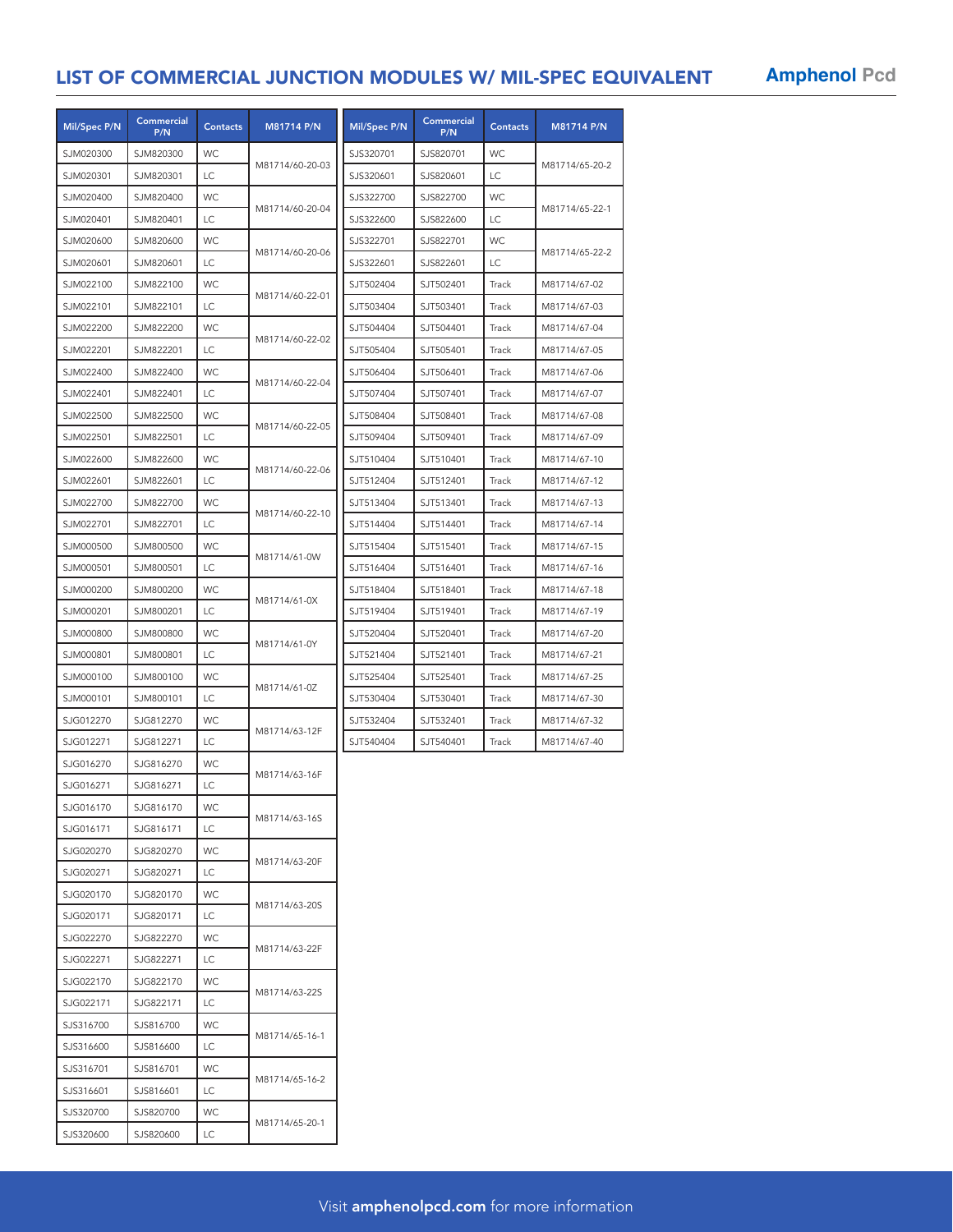## LIST OF COMMERCIAL JUNCTION MODULES W/ MIL-SPEC EQUIVALENT

| Mil/Spec P/N | Commercial P/N | Contacts | M81714 P/N |
|---|---|---|---|
| SJM020300 | SJM820300 | WC | M81714/60-20-03 |
| SJM020301 | SJM820301 | LC | |
| SJM020400 | SJM820400 | WC | M81714/60-20-04 |
| SJM020401 | SJM820401 | LC | |
| SJM020600 | SJM820600 | WC | M81714/60-20-06 |
| SJM020601 | SJM820601 | LC | |
| SJM022100 | SJM822100 | WC | M81714/60-22-01 |
| SJM022101 | SJM822101 | LC | |
| SJM022200 | SJM822200 | WC | M81714/60-22-02 |
| SJM022201 | SJM822201 | LC | |
| SJM022400 | SJM822400 | WC | M81714/60-22-04 |
| SJM022401 | SJM822401 | LC | |
| SJM022500 | SJM822500 | WC | M81714/60-22-05 |
| SJM022501 | SJM822501 | LC | |
| SJM022600 | SJM822600 | WC | M81714/60-22-06 |
| SJM022601 | SJM822601 | LC | |
| SJM022700 | SJM822700 | WC | M81714/60-22-10 |
| SJM022701 | SJM822701 | LC | |
| SJM000500 | SJM800500 | WC | M81714/61-0W |
| SJM000501 | SJM800501 | LC | |
| SJM000200 | SJM800200 | WC | M81714/61-0X |
| SJM000201 | SJM800201 | LC | |
| SJM000800 | SJM800800 | WC | M81714/61-0Y |
| SJM000801 | SJM800801 | LC | |
| SJM000100 | SJM800100 | WC | M81714/61-0Z |
| SJM000101 | SJM800101 | LC | |
| SJG012270 | SJG812270 | WC | M81714/63-12F |
| SJG012271 | SJG812271 | LC | |
| SJG016270 | SJG816270 | WC | M81714/63-16F |
| SJG016271 | SJG816271 | LC | |
| SJG016170 | SJG816170 | WC | M81714/63-16S |
| SJG016171 | SJG816171 | LC | |
| SJG020270 | SJG820270 | WC | M81714/63-20F |
| SJG020271 | SJG820271 | LC | |
| SJG020170 | SJG820170 | WC | M81714/63-20S |
| SJG020171 | SJG820171 | LC | |
| SJG022270 | SJG822270 | WC | M81714/63-22F |
| SJG022271 | SJG822271 | LC | |
| SJG022170 | SJG822170 | WC | M81714/63-22S |
| SJG022171 | SJG822171 | LC | |
| SJS316700 | SJS816700 | WC | M81714/65-16-1 |
| SJS316600 | SJS816600 | LC | |
| SJS316701 | SJS816701 | WC | M81714/65-16-2 |
| SJS316601 | SJS816601 | LC | |
| SJS320700 | SJS820700 | WC | M81714/65-20-1 |
| SJS320600 | SJS820600 | LC | |

| Mil/Spec P/N | Commercial P/N | Contacts | M81714 P/N |
|---|---|---|---|
| SJS320701 | SJS820701 | WC | M81714/65-20-2 |
| SJS320601 | SJS820601 | LC | |
| SJS322700 | SJS822700 | WC | M81714/65-22-1 |
| SJS322600 | SJS822600 | LC | |
| SJS322701 | SJS822701 | WC | M81714/65-22-2 |
| SJS322601 | SJS822601 | LC | |
| SJT502404 | SJT502401 | Track | M81714/67-02 |
| SJT503404 | SJT503401 | Track | M81714/67-03 |
| SJT504404 | SJT504401 | Track | M81714/67-04 |
| SJT505404 | SJT505401 | Track | M81714/67-05 |
| SJT506404 | SJT506401 | Track | M81714/67-06 |
| SJT507404 | SJT507401 | Track | M81714/67-07 |
| SJT508404 | SJT508401 | Track | M81714/67-08 |
| SJT509404 | SJT509401 | Track | M81714/67-09 |
| SJT510404 | SJT510401 | Track | M81714/67-10 |
| SJT512404 | SJT512401 | Track | M81714/67-12 |
| SJT513404 | SJT513401 | Track | M81714/67-13 |
| SJT514404 | SJT514401 | Track | M81714/67-14 |
| SJT515404 | SJT515401 | Track | M81714/67-15 |
| SJT516404 | SJT516401 | Track | M81714/67-16 |
| SJT518404 | SJT518401 | Track | M81714/67-18 |
| SJT519404 | SJT519401 | Track | M81714/67-19 |
| SJT520404 | SJT520401 | Track | M81714/67-20 |
| SJT521404 | SJT521401 | Track | M81714/67-21 |
| SJT525404 | SJT525401 | Track | M81714/67-25 |
| SJT530404 | SJT530401 | Track | M81714/67-30 |
| SJT532404 | SJT532401 | Track | M81714/67-32 |
| SJT540404 | SJT540401 | Track | M81714/67-40 |

Visit **amphenolpcd.com** for more information